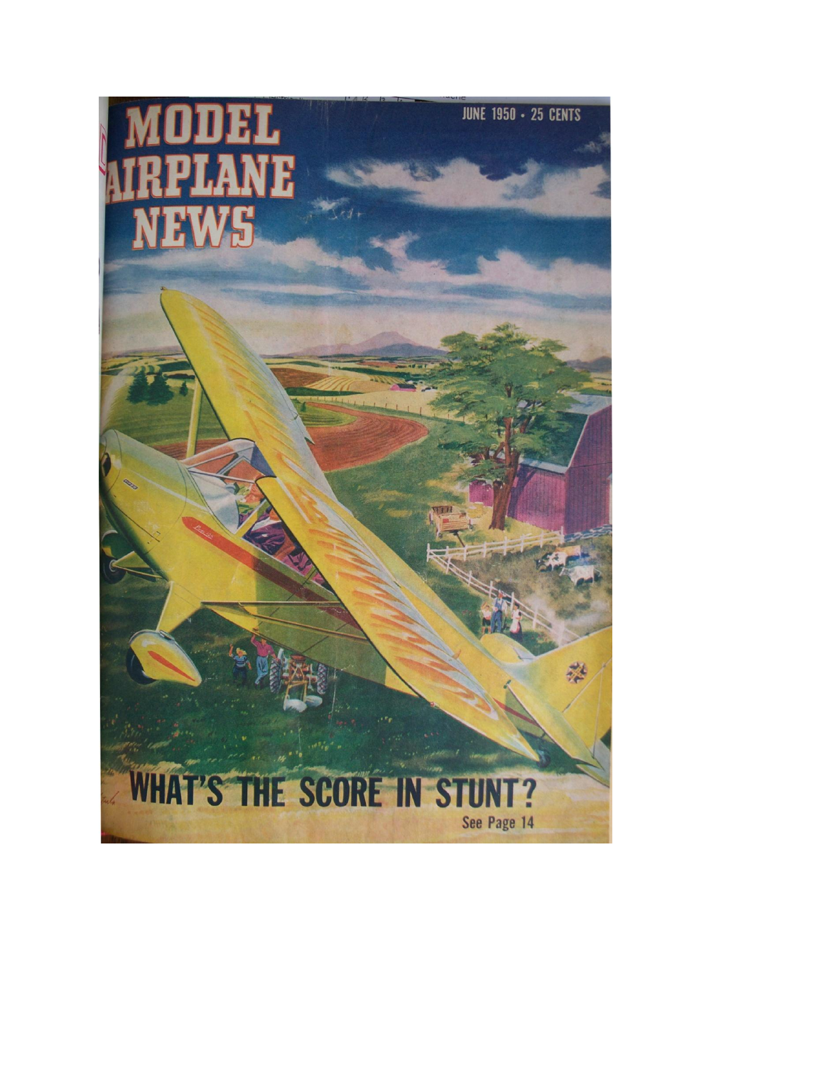# MODEL AIRPLANE NEWS

JUNE 1950 • 25 CENTS

## WHAT'S THE SCORE IN STUNT?

See Page 14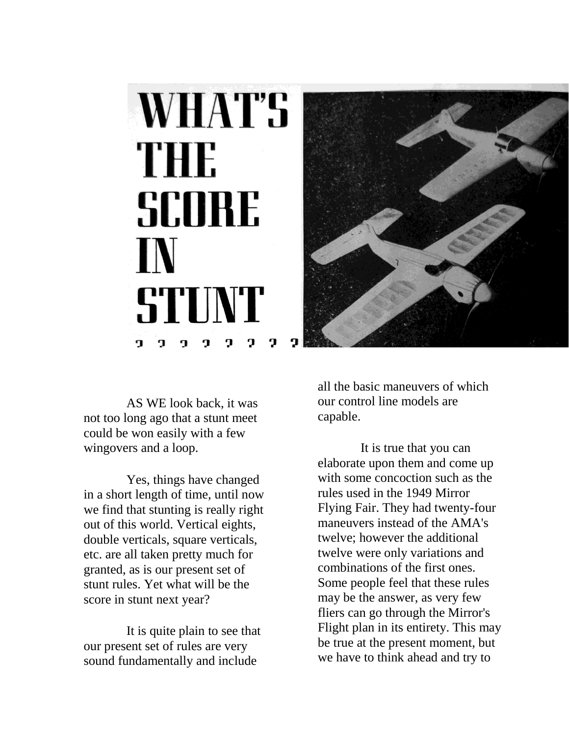# WHAT'S THE SCORE IN STUNT ? ? ? ? ? ? ? ?

AS WE look back, it was not too long ago that a stunt meet could be won easily with a few wingovers and a loop.

Yes, things have changed in a short length of time, until now we find that stunting is really right out of this world. Vertical eights, double verticals, square verticals, etc. are all taken pretty much for granted, as is our present set of stunt rules. Yet what will be the score in stunt next year?

It is quite plain to see that our present set of rules are very sound fundamentally and include all the basic maneuvers of which our control line models are capable.

It is true that you can elaborate upon them and come up with some concoction such as the rules used in the 1949 Mirror Flying Fair. They had twenty-four maneuvers instead of the AMA's twelve; however the additional twelve were only variations and combinations of the first ones. Some people feel that these rules may be the answer, as very few fliers can go through the Mirror's Flight plan in its entirety. This may be true at the present moment, but we have to think ahead and try to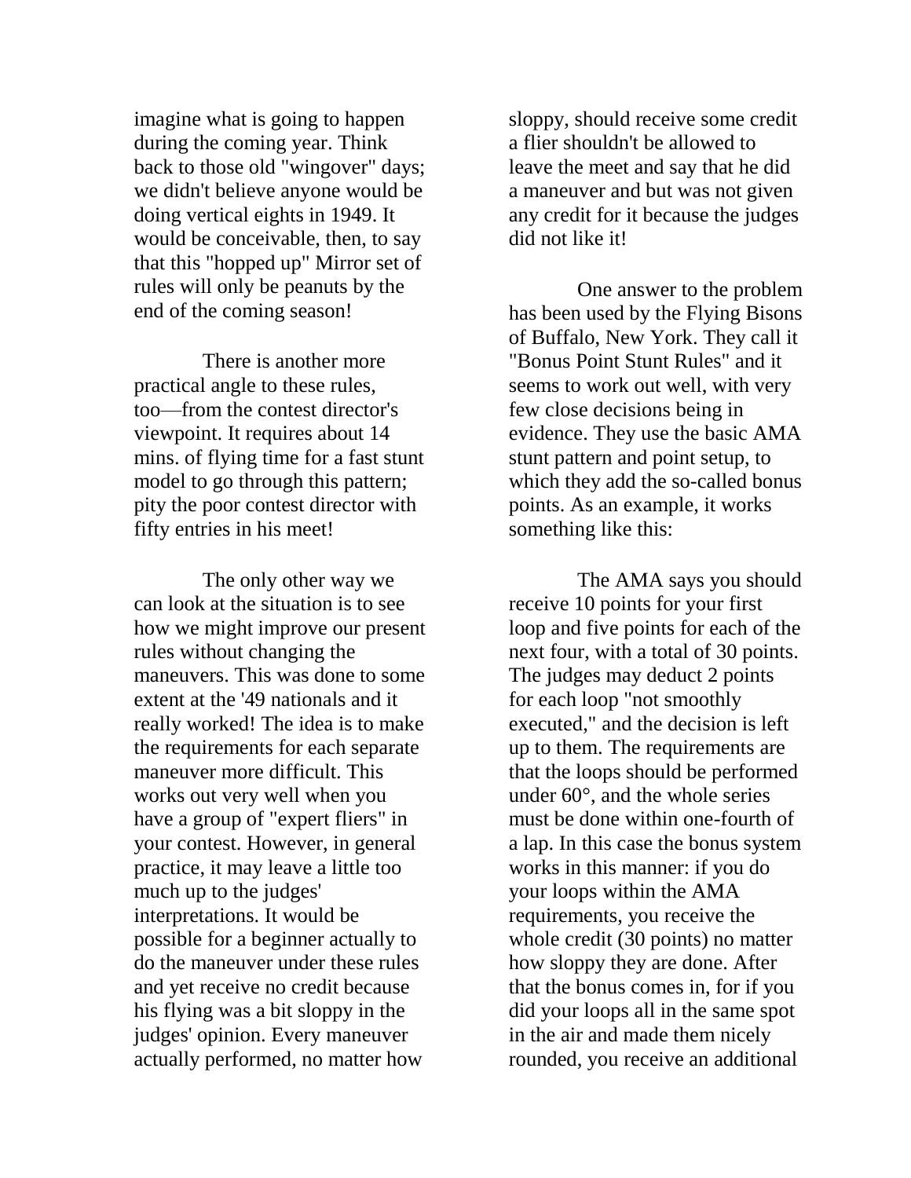imagine what is going to happen during the coming year. Think back to those old "wingover" days; we didn't believe anyone would be doing vertical eights in 1949. It would be conceivable, then, to say that this "hopped up" Mirror set of rules will only be peanuts by the end of the coming season!

There is another more practical angle to these rules, too—from the contest director's viewpoint. It requires about 14 mins. of flying time for a fast stunt model to go through this pattern; pity the poor contest director with fifty entries in his meet!

The only other way we can look at the situation is to see how we might improve our present rules without changing the maneuvers. This was done to some extent at the '49 nationals and it really worked! The idea is to make the requirements for each separate maneuver more difficult. This works out very well when you have a group of "expert fliers" in your contest. However, in general practice, it may leave a little too much up to the judges' interpretations. It would be possible for a beginner actually to do the maneuver under these rules and yet receive no credit because his flying was a bit sloppy in the judges' opinion. Every maneuver actually performed, no matter how sloppy, should receive some credit a flier shouldn't be allowed to leave the meet and say that he did a maneuver and but was not given any credit for it because the judges did not like it!

One answer to the problem has been used by the Flying Bisons of Buffalo, New York. They call it "Bonus Point Stunt Rules" and it seems to work out well, with very few close decisions being in evidence. They use the basic AMA stunt pattern and point setup, to which they add the so-called bonus points. As an example, it works something like this:

The AMA says you should receive 10 points for your first loop and five points for each of the next four, with a total of 30 points. The judges may deduct 2 points for each loop "not smoothly executed," and the decision is left up to them. The requirements are that the loops should be performed under 60°, and the whole series must be done within one-fourth of a lap. In this case the bonus system works in this manner: if you do your loops within the AMA requirements, you receive the whole credit (30 points) no matter how sloppy they are done. After that the bonus comes in, for if you did your loops all in the same spot in the air and made them nicely rounded, you receive an additional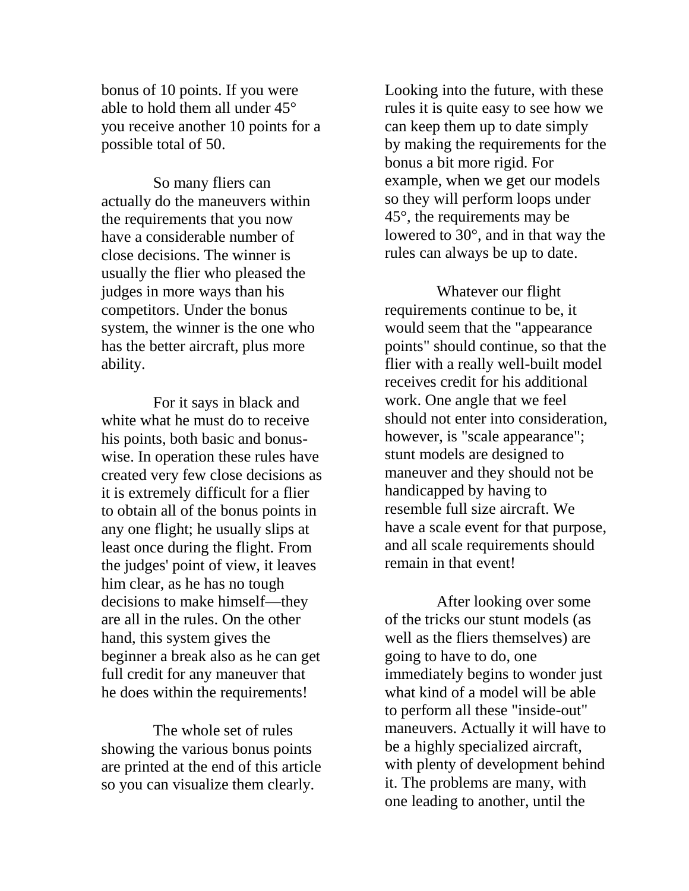bonus of 10 points. If you were able to hold them all under 45° you receive another 10 points for a possible total of 50.

So many fliers can actually do the maneuvers within the requirements that you now have a considerable number of close decisions. The winner is usually the flier who pleased the judges in more ways than his competitors. Under the bonus system, the winner is the one who has the better aircraft, plus more ability.

For it says in black and white what he must do to receive his points, both basic and bonus-wise. In operation these rules have created very few close decisions as it is extremely difficult for a flier to obtain all of the bonus points in any one flight; he usually slips at least once during the flight. From the judges' point of view, it leaves him clear, as he has no tough decisions to make himself—they are all in the rules. On the other hand, this system gives the beginner a break also as he can get full credit for any maneuver that he does within the requirements!

The whole set of rules showing the various bonus points are printed at the end of this article so you can visualize them clearly.

Looking into the future, with these rules it is quite easy to see how we can keep them up to date simply by making the requirements for the bonus a bit more rigid. For example, when we get our models so they will perform loops under 45°, the requirements may be lowered to 30°, and in that way the rules can always be up to date.

Whatever our flight requirements continue to be, it would seem that the "appearance points" should continue, so that the flier with a really well-built model receives credit for his additional work. One angle that we feel should not enter into consideration, however, is "scale appearance"; stunt models are designed to maneuver and they should not be handicapped by having to resemble full size aircraft. We have a scale event for that purpose, and all scale requirements should remain in that event!

After looking over some of the tricks our stunt models (as well as the fliers themselves) are going to have to do, one immediately begins to wonder just what kind of a model will be able to perform all these "inside-out" maneuvers. Actually it will have to be a highly specialized aircraft, with plenty of development behind it. The problems are many, with one leading to another, until the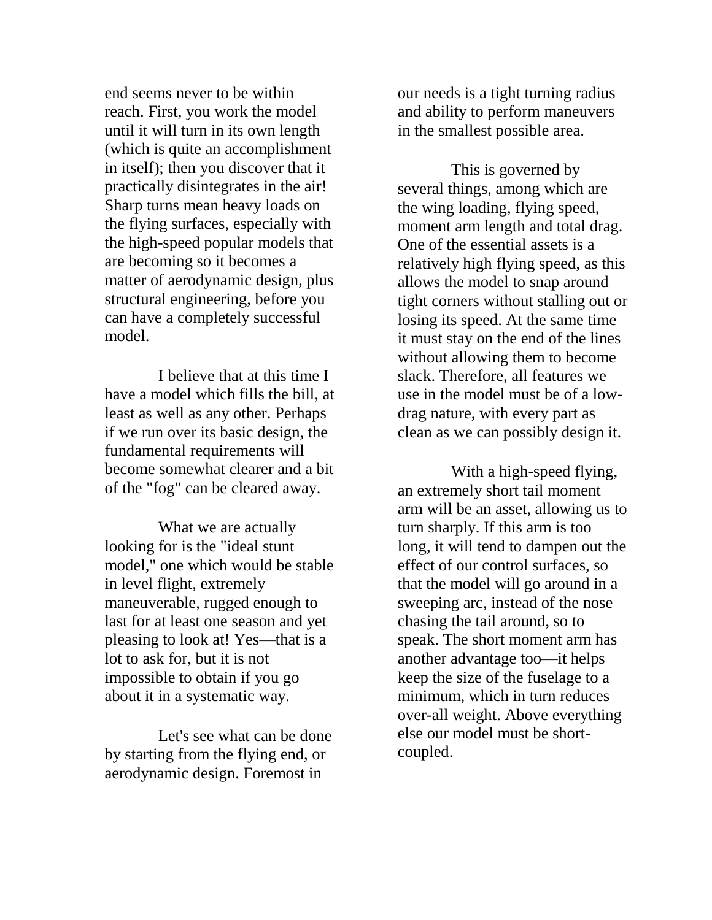end seems never to be within reach. First, you work the model until it will turn in its own length (which is quite an accomplishment in itself); then you discover that it practically disintegrates in the air! Sharp turns mean heavy loads on the flying surfaces, especially with the high-speed popular models that are becoming so it becomes a matter of aerodynamic design, plus structural engineering, before you can have a completely successful model.

I believe that at this time I have a model which fills the bill, at least as well as any other. Perhaps if we run over its basic design, the fundamental requirements will become somewhat clearer and a bit of the "fog" can be cleared away.

What we are actually looking for is the "ideal stunt model," one which would be stable in level flight, extremely maneuverable, rugged enough to last for at least one season and yet pleasing to look at! Yes—that is a lot to ask for, but it is not impossible to obtain if you go about it in a systematic way.

Let's see what can be done by starting from the flying end, or aerodynamic design. Foremost in our needs is a tight turning radius and ability to perform maneuvers in the smallest possible area.

This is governed by several things, among which are the wing loading, flying speed, moment arm length and total drag. One of the essential assets is a relatively high flying speed, as this allows the model to snap around tight corners without stalling out or losing its speed. At the same time it must stay on the end of the lines without allowing them to become slack. Therefore, all features we use in the model must be of a low-drag nature, with every part as clean as we can possibly design it.

With a high-speed flying, an extremely short tail moment arm will be an asset, allowing us to turn sharply. If this arm is too long, it will tend to dampen out the effect of our control surfaces, so that the model will go around in a sweeping arc, instead of the nose chasing the tail around, so to speak. The short moment arm has another advantage too—it helps keep the size of the fuselage to a minimum, which in turn reduces over-all weight. Above everything else our model must be short-coupled.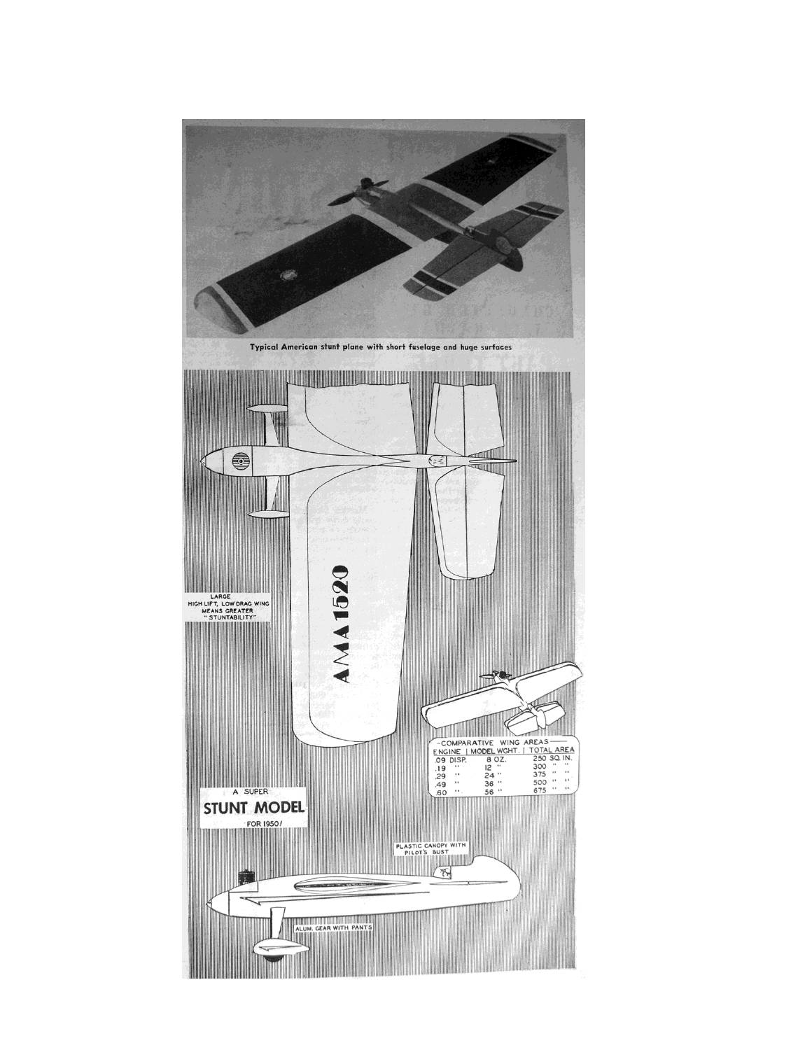Typical American stunt plane with short fuselage and huge surfaces

AMA 1520

LARGE HIGH LIFT, LOW DRAG WING MEANS GREATER "STUNTABILITY"

| COMPARATIVE WING AREAS | | |
|---|---|---|
| ENGINE | MODEL WGHT. | TOTAL AREA |
| .09 DISP. | 8 OZ. | 250 SQ. IN. |
| .19 " | 12 " | 300 " " |
| .29 " | 24 " | 375 " " |
| .49 " | 36 " | 500 " " |
| .60 " | 56 " | 675 " " |

A SUPER

## STUNT MODEL

FOR 1950!

PLASTIC CANOPY WITH PILOT'S BUST

ALUM. GEAR WITH PANTS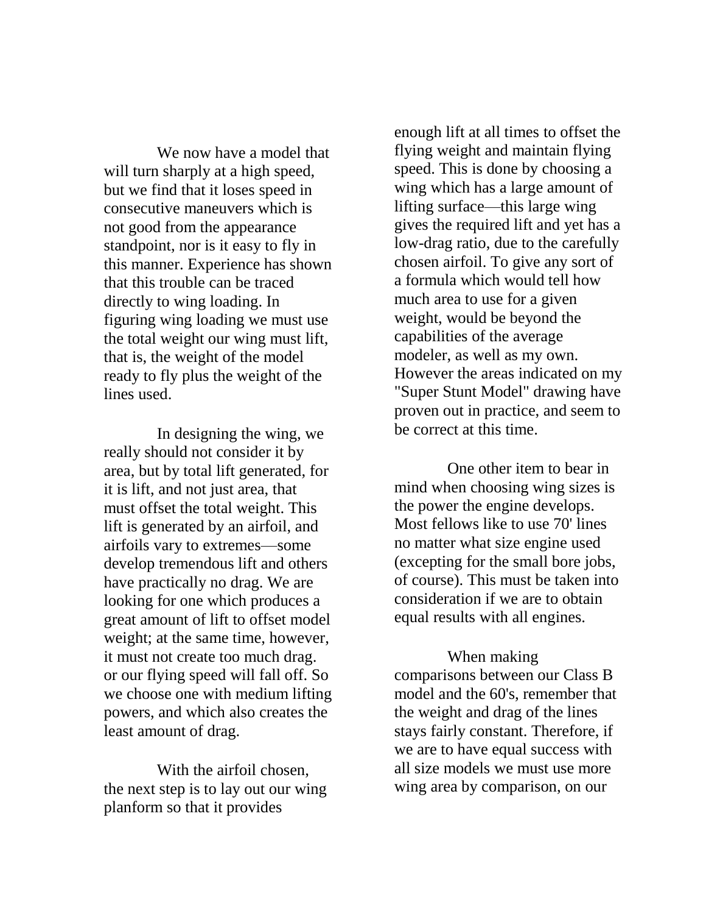We now have a model that will turn sharply at a high speed, but we find that it loses speed in consecutive maneuvers which is not good from the appearance standpoint, nor is it easy to fly in this manner. Experience has shown that this trouble can be traced directly to wing loading. In figuring wing loading we must use the total weight our wing must lift, that is, the weight of the model ready to fly plus the weight of the lines used.

In designing the wing, we really should not consider it by area, but by total lift generated, for it is lift, and not just area, that must offset the total weight. This lift is generated by an airfoil, and airfoils vary to extremes—some develop tremendous lift and others have practically no drag. We are looking for one which produces a great amount of lift to offset model weight; at the same time, however, it must not create too much drag. or our flying speed will fall off. So we choose one with medium lifting powers, and which also creates the least amount of drag.

With the airfoil chosen, the next step is to lay out our wing planform so that it provides enough lift at all times to offset the flying weight and maintain flying speed. This is done by choosing a wing which has a large amount of lifting surface—this large wing gives the required lift and yet has a low-drag ratio, due to the carefully chosen airfoil. To give any sort of a formula which would tell how much area to use for a given weight, would be beyond the capabilities of the average modeler, as well as my own. However the areas indicated on my "Super Stunt Model" drawing have proven out in practice, and seem to be correct at this time.

One other item to bear in mind when choosing wing sizes is the power the engine develops. Most fellows like to use 70' lines no matter what size engine used (excepting for the small bore jobs, of course). This must be taken into consideration if we are to obtain equal results with all engines.

When making comparisons between our Class B model and the 60's, remember that the weight and drag of the lines stays fairly constant. Therefore, if we are to have equal success with all size models we must use more wing area by comparison, on our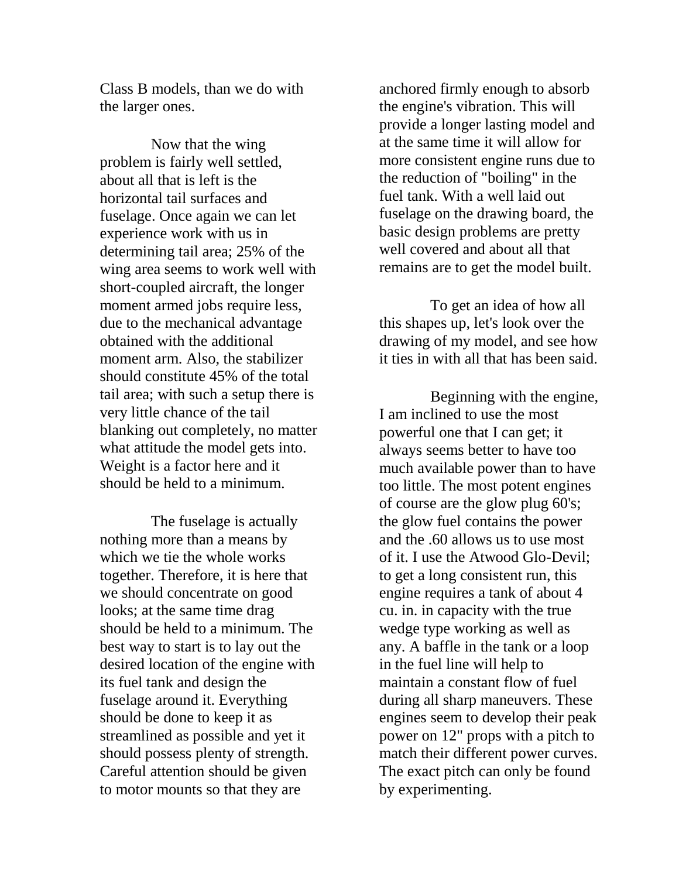Class B models, than we do with the larger ones.

Now that the wing problem is fairly well settled, about all that is left is the horizontal tail surfaces and fuselage. Once again we can let experience work with us in determining tail area; 25% of the wing area seems to work well with short-coupled aircraft, the longer moment armed jobs require less, due to the mechanical advantage obtained with the additional moment arm. Also, the stabilizer should constitute 45% of the total tail area; with such a setup there is very little chance of the tail blanking out completely, no matter what attitude the model gets into. Weight is a factor here and it should be held to a minimum.

The fuselage is actually nothing more than a means by which we tie the whole works together. Therefore, it is here that we should concentrate on good looks; at the same time drag should be held to a minimum. The best way to start is to lay out the desired location of the engine with its fuel tank and design the fuselage around it. Everything should be done to keep it as streamlined as possible and yet it should possess plenty of strength. Careful attention should be given to motor mounts so that they are anchored firmly enough to absorb the engine's vibration. This will provide a longer lasting model and at the same time it will allow for more consistent engine runs due to the reduction of "boiling" in the fuel tank. With a well laid out fuselage on the drawing board, the basic design problems are pretty well covered and about all that remains are to get the model built.

To get an idea of how all this shapes up, let's look over the drawing of my model, and see how it ties in with all that has been said.

Beginning with the engine, I am inclined to use the most powerful one that I can get; it always seems better to have too much available power than to have too little. The most potent engines of course are the glow plug 60's; the glow fuel contains the power and the .60 allows us to use most of it. I use the Atwood Glo-Devil; to get a long consistent run, this engine requires a tank of about 4 cu. in. in capacity with the true wedge type working as well as any. A baffle in the tank or a loop in the fuel line will help to maintain a constant flow of fuel during all sharp maneuvers. These engines seem to develop their peak power on 12" props with a pitch to match their different power curves. The exact pitch can only be found by experimenting.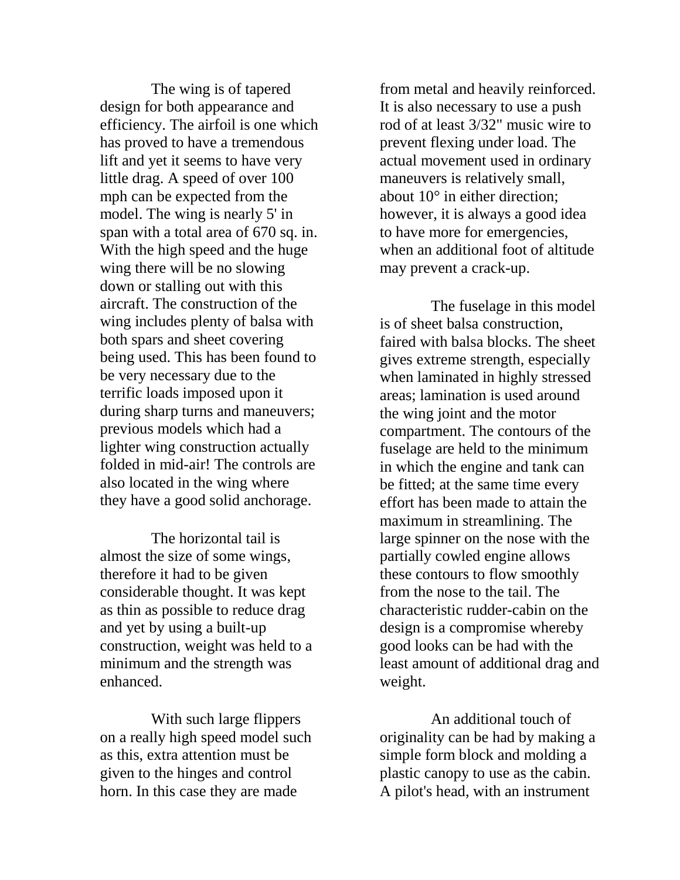The wing is of tapered design for both appearance and efficiency. The airfoil is one which has proved to have a tremendous lift and yet it seems to have very little drag. A speed of over 100 mph can be expected from the model. The wing is nearly 5' in span with a total area of 670 sq. in. With the high speed and the huge wing there will be no slowing down or stalling out with this aircraft. The construction of the wing includes plenty of balsa with both spars and sheet covering being used. This has been found to be very necessary due to the terrific loads imposed upon it during sharp turns and maneuvers; previous models which had a lighter wing construction actually folded in mid-air! The controls are also located in the wing where they have a good solid anchorage.

The horizontal tail is almost the size of some wings, therefore it had to be given considerable thought. It was kept as thin as possible to reduce drag and yet by using a built-up construction, weight was held to a minimum and the strength was enhanced.

With such large flippers on a really high speed model such as this, extra attention must be given to the hinges and control horn. In this case they are made from metal and heavily reinforced. It is also necessary to use a push rod of at least 3/32" music wire to prevent flexing under load. The actual movement used in ordinary maneuvers is relatively small, about 10° in either direction; however, it is always a good idea to have more for emergencies, when an additional foot of altitude may prevent a crack-up.

The fuselage in this model is of sheet balsa construction, faired with balsa blocks. The sheet gives extreme strength, especially when laminated in highly stressed areas; lamination is used around the wing joint and the motor compartment. The contours of the fuselage are held to the minimum in which the engine and tank can be fitted; at the same time every effort has been made to attain the maximum in streamlining. The large spinner on the nose with the partially cowled engine allows these contours to flow smoothly from the nose to the tail. The characteristic rudder-cabin on the design is a compromise whereby good looks can be had with the least amount of additional drag and weight.

An additional touch of originality can be had by making a simple form block and molding a plastic canopy to use as the cabin. A pilot's head, with an instrument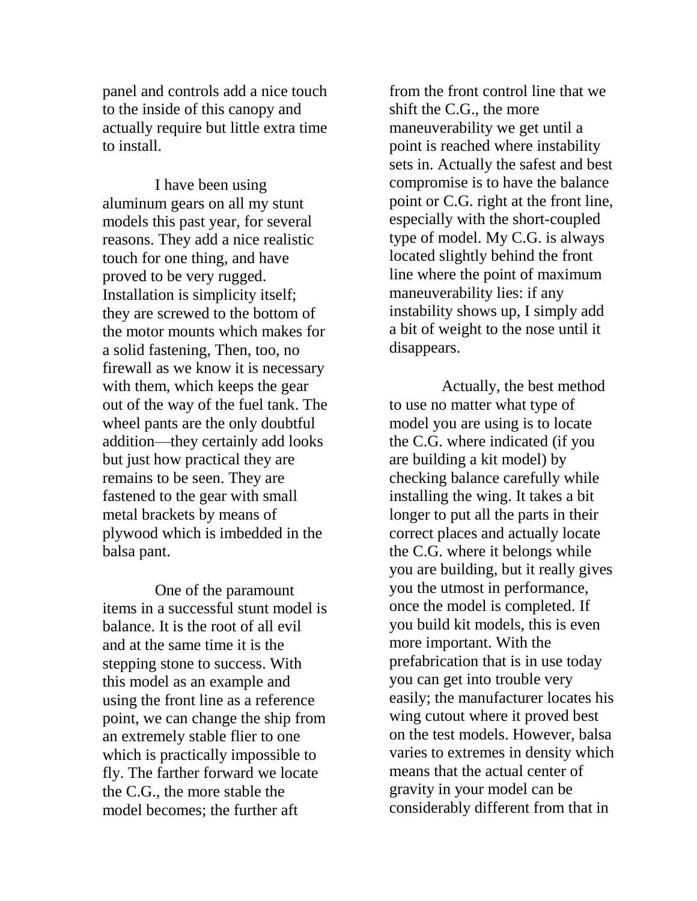panel and controls add a nice touch to the inside of this canopy and actually require but little extra time to install.

I have been using aluminum gears on all my stunt models this past year, for several reasons. They add a nice realistic touch for one thing, and have proved to be very rugged. Installation is simplicity itself; they are screwed to the bottom of the motor mounts which makes for a solid fastening, Then, too, no firewall as we know it is necessary with them, which keeps the gear out of the way of the fuel tank. The wheel pants are the only doubtful addition—they certainly add looks but just how practical they are remains to be seen. They are fastened to the gear with small metal brackets by means of plywood which is imbedded in the balsa pant.

One of the paramount items in a successful stunt model is balance. It is the root of all evil and at the same time it is the stepping stone to success. With this model as an example and using the front line as a reference point, we can change the ship from an extremely stable flier to one which is practically impossible to fly. The farther forward we locate the C.G., the more stable the model becomes; the further aft from the front control line that we shift the C.G., the more maneuverability we get until a point is reached where instability sets in. Actually the safest and best compromise is to have the balance point or C.G. right at the front line, especially with the short-coupled type of model. My C.G. is always located slightly behind the front line where the point of maximum maneuverability lies: if any instability shows up, I simply add a bit of weight to the nose until it disappears.

Actually, the best method to use no matter what type of model you are using is to locate the C.G. where indicated (if you are building a kit model) by checking balance carefully while installing the wing. It takes a bit longer to put all the parts in their correct places and actually locate the C.G. where it belongs while you are building, but it really gives you the utmost in performance, once the model is completed. If you build kit models, this is even more important. With the prefabrication that is in use today you can get into trouble very easily; the manufacturer locates his wing cutout where it proved best on the test models. However, balsa varies to extremes in density which means that the actual center of gravity in your model can be considerably different from that in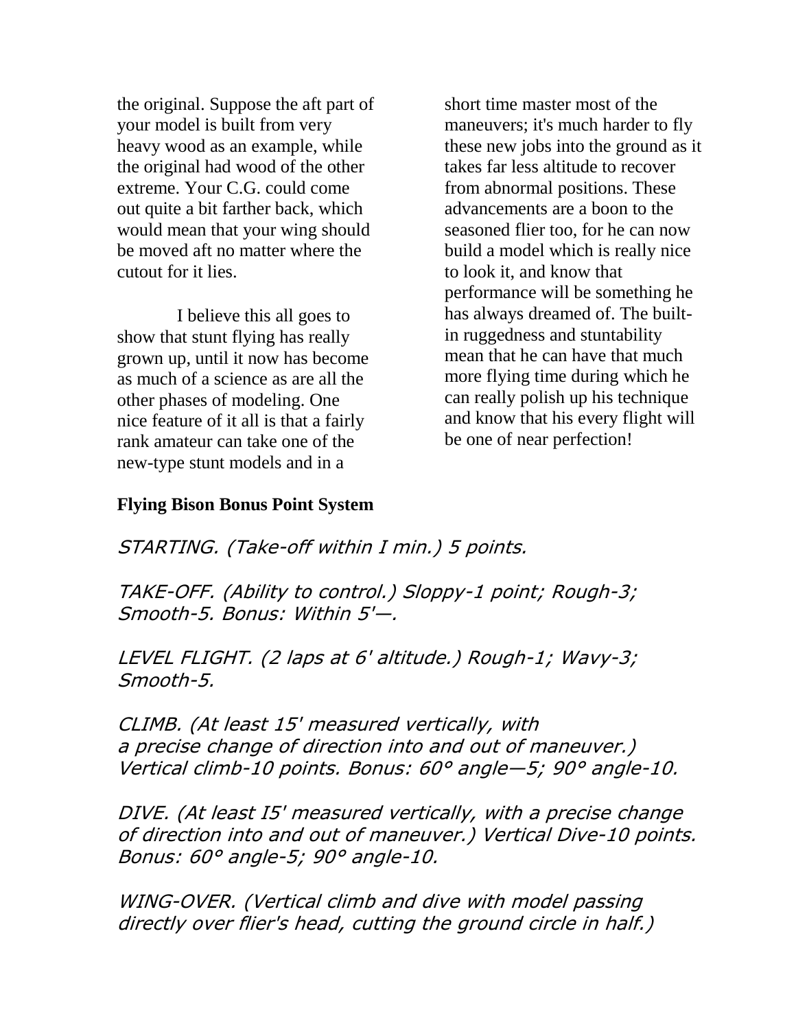the original. Suppose the aft part of your model is built from very heavy wood as an example, while the original had wood of the other extreme. Your C.G. could come out quite a bit farther back, which would mean that your wing should be moved aft no matter where the cutout for it lies.

I believe this all goes to show that stunt flying has really grown up, until it now has become as much of a science as are all the other phases of modeling. One nice feature of it all is that a fairly rank amateur can take one of the new-type stunt models and in a short time master most of the maneuvers; it's much harder to fly these new jobs into the ground as it takes far less altitude to recover from abnormal positions. These advancements are a boon to the seasoned flier too, for he can now build a model which is really nice to look it, and know that performance will be something he has always dreamed of. The built-in ruggedness and stuntability mean that he can have that much more flying time during which he can really polish up his technique and know that his every flight will be one of near perfection!

**Flying Bison Bonus Point System**

*STARTING. (Take-off within I min.) 5 points.*

*TAKE-OFF. (Ability to control.) Sloppy-1 point; Rough-3; Smooth-5. Bonus: Within 5'—.*

*LEVEL FLIGHT. (2 laps at 6' altitude.) Rough-1; Wavy-3; Smooth-5.*

*CLIMB. (At least 15' measured vertically, with a precise change of direction into and out of maneuver.) Vertical climb-10 points. Bonus: 60° angle—5; 90° angle-10.*

*DIVE. (At least I5' measured vertically, with a precise change of direction into and out of maneuver.) Vertical Dive-10 points. Bonus: 60° angle-5; 90° angle-10.*

*WING-OVER. (Vertical climb and dive with model passing directly over flier's head, cutting the ground circle in half.)*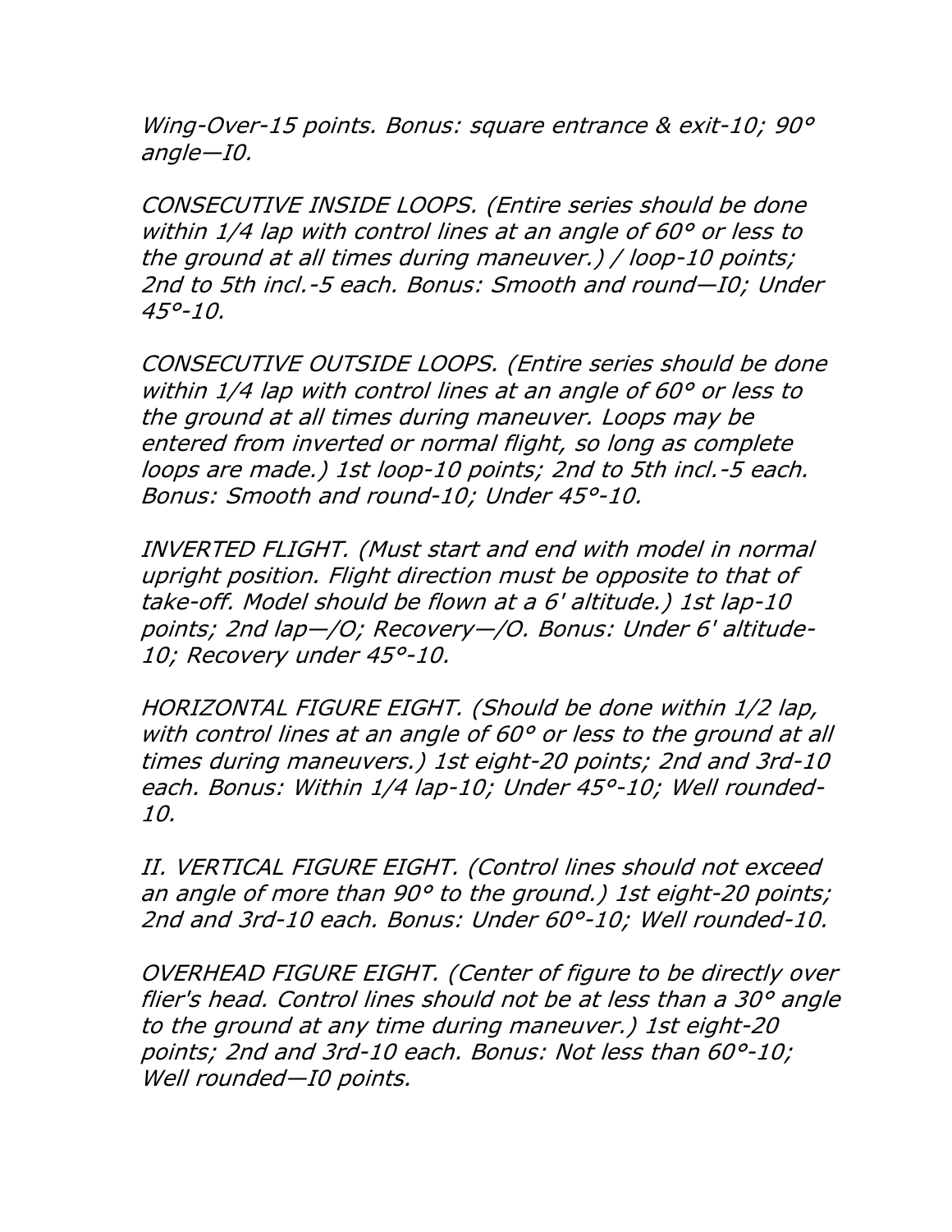*Wing-Over-15 points. Bonus: square entrance & exit-10; 90° angle—I0.*

*CONSECUTIVE INSIDE LOOPS. (Entire series should be done within 1/4 lap with control lines at an angle of 60° or less to the ground at all times during maneuver.) / loop-10 points; 2nd to 5th incl.-5 each. Bonus: Smooth and round—I0; Under 45°-10.*

*CONSECUTIVE OUTSIDE LOOPS. (Entire series should be done within 1/4 lap with control lines at an angle of 60° or less to the ground at all times during maneuver. Loops may be entered from inverted or normal flight, so long as complete loops are made.) 1st loop-10 points; 2nd to 5th incl.-5 each. Bonus: Smooth and round-10; Under 45°-10.*

*INVERTED FLIGHT. (Must start and end with model in normal upright position. Flight direction must be opposite to that of take-off. Model should be flown at a 6' altitude.) 1st lap-10 points; 2nd lap—/O; Recovery—/O. Bonus: Under 6' altitude-10; Recovery under 45°-10.*

*HORIZONTAL FIGURE EIGHT. (Should be done within 1/2 lap, with control lines at an angle of 60° or less to the ground at all times during maneuvers.) 1st eight-20 points; 2nd and 3rd-10 each. Bonus: Within 1/4 lap-10; Under 45°-10; Well rounded-10.*

*II. VERTICAL FIGURE EIGHT. (Control lines should not exceed an angle of more than 90° to the ground.) 1st eight-20 points; 2nd and 3rd-10 each. Bonus: Under 60°-10; Well rounded-10.*

*OVERHEAD FIGURE EIGHT. (Center of figure to be directly over flier's head. Control lines should not be at less than a 30° angle to the ground at any time during maneuver.) 1st eight-20 points; 2nd and 3rd-10 each. Bonus: Not less than 60°-10; Well rounded—I0 points.*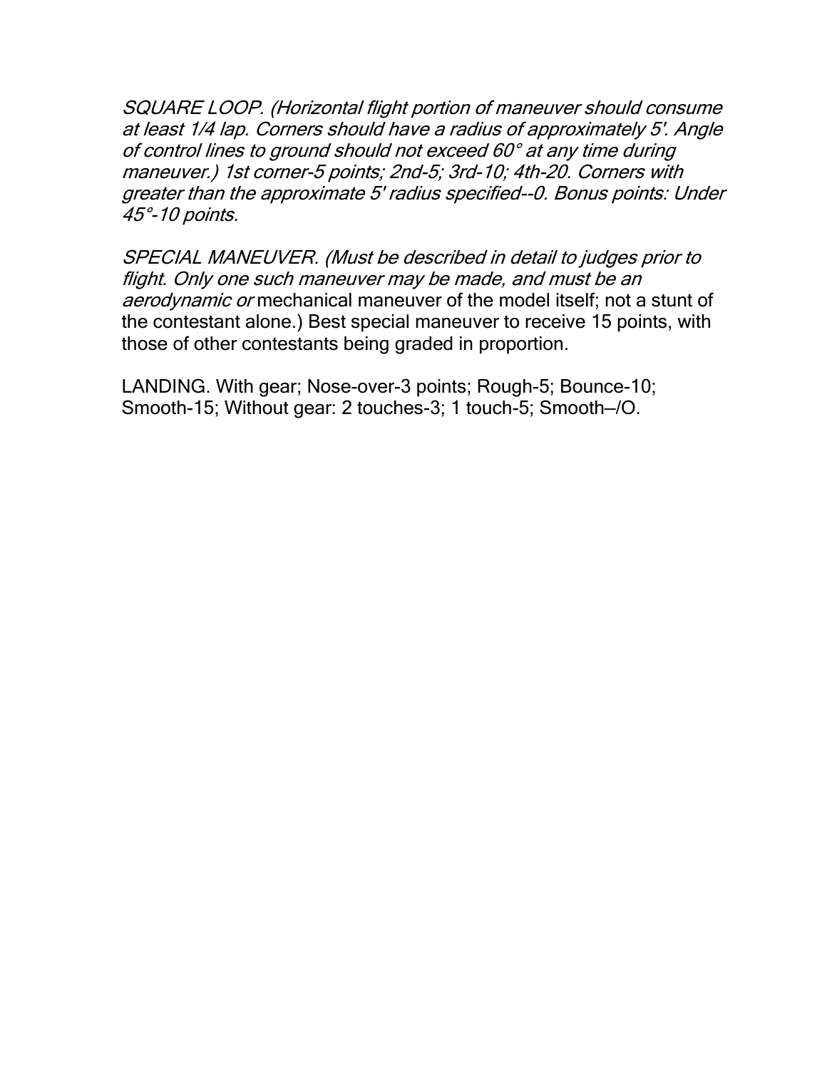*SQUARE LOOP. (Horizontal flight portion of maneuver should consume at least 1/4 lap. Corners should have a radius of approximately 5'. Angle of control lines to ground should not exceed 60° at any time during maneuver.) 1st corner-5 points; 2nd-5; 3rd-10; 4th-20. Corners with greater than the approximate 5' radius specified--0. Bonus points: Under 45°-10 points.*

*SPECIAL MANEUVER. (Must be described in detail to judges prior to flight. Only one such maneuver may be made, and must be an aerodynamic or* mechanical maneuver of the model itself; not a stunt of the contestant alone.) Best special maneuver to receive 15 points, with those of other contestants being graded in proportion.

LANDING. With gear; Nose-over-3 points; Rough-5; Bounce-10; Smooth-15; Without gear: 2 touches-3; 1 touch-5; Smooth—/O.